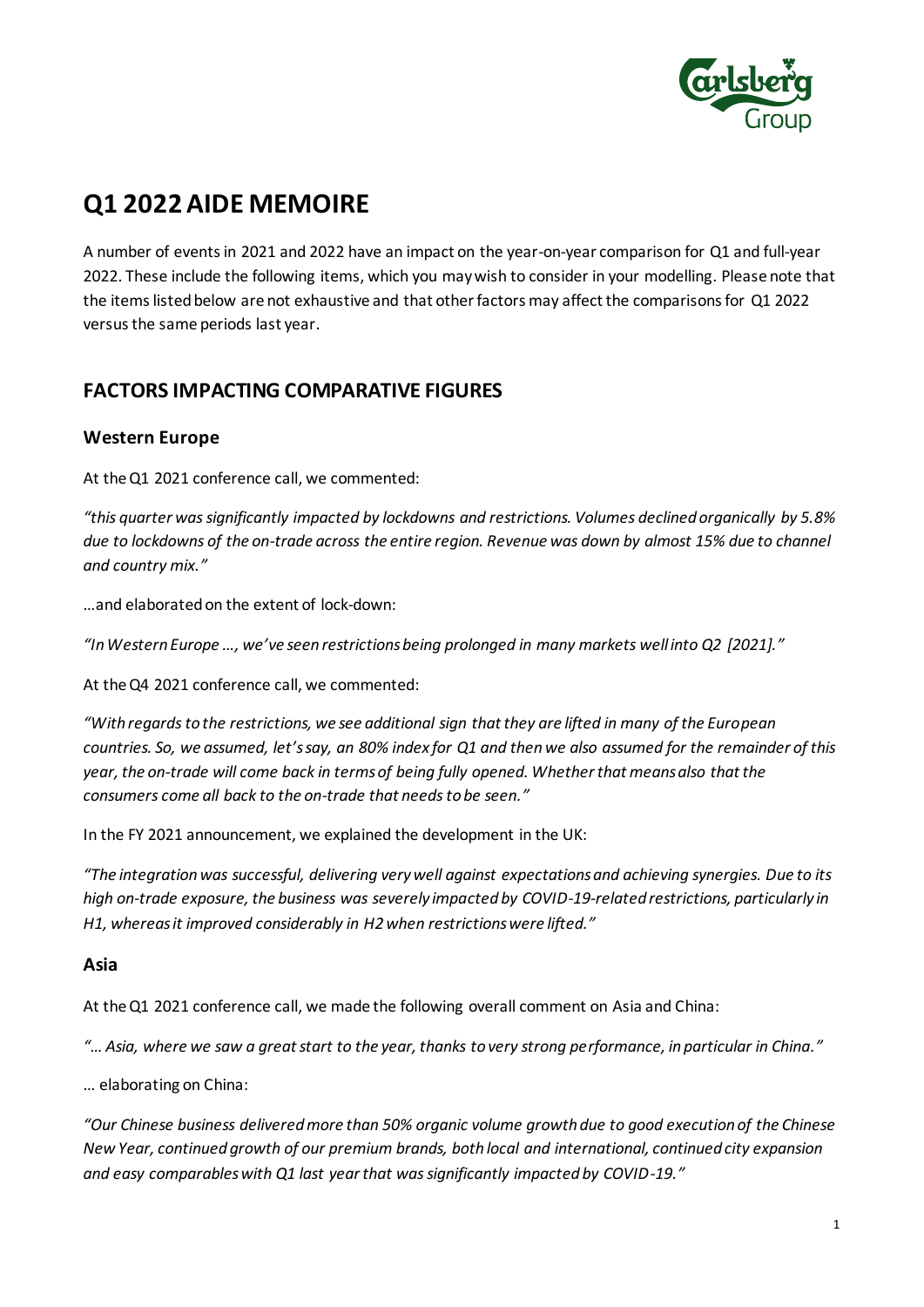# Q1 2022 AIDE MEMOIRE

A number of events in 2021 and 2022 have an impact on the year-on-year comparison for Q1 and full-year 2022. These include the following items, which you may wish to consider in your modelling. Please note that the items listed below are not exhaustive and that other factors may affect the comparisons for Q1 2022 versus the same periods last year.

## FACTORS IMPACTING COMPARATIVE FIGURES

### Western Europe

At the Q1 2021 conference call, we commented:

*"this quarter was significantly impacted by lockdowns and restrictions. Volumes declined organically by 5.8% due to lockdowns of the on-trade across the entire region. Revenue was down by almost 15% due to channel and country mix."*

…and elaborated on the extent of lock-down:

*"In Western Europe …, we've seen restrictions being prolonged in many markets well into Q2 [2021]."*

At the Q4 2021 conference call, we commented:

*"With regards to the restrictions, we see additional sign that they are lifted in many of the European countries. So, we assumed, let's say, an 80% index for Q1 and then we also assumed for the remainder of this year, the on-trade will come back in terms of being fully opened. Whether that means also that the consumers come all back to the on-trade that needs to be seen."*

In the FY 2021 announcement, we explained the development in the UK:

*"The integration was successful, delivering very well against expectations and achieving synergies. Due to its high on-trade exposure, the business was severely impacted by COVID-19-related restrictions, particularly in H1, whereas it improved considerably in H2 when restrictions were lifted."*

### Asia

At the Q1 2021 conference call, we made the following overall comment on Asia and China:

*"… Asia, where we saw a great start to the year, thanks to very strong performance, in particular in China."*

… elaborating on China:

*"Our Chinese business delivered more than 50% organic volume growth due to good execution of the Chinese New Year, continued growth of our premium brands, both local and international, continued city expansion and easy comparables with Q1 last year that was significantly impacted by COVID-19."*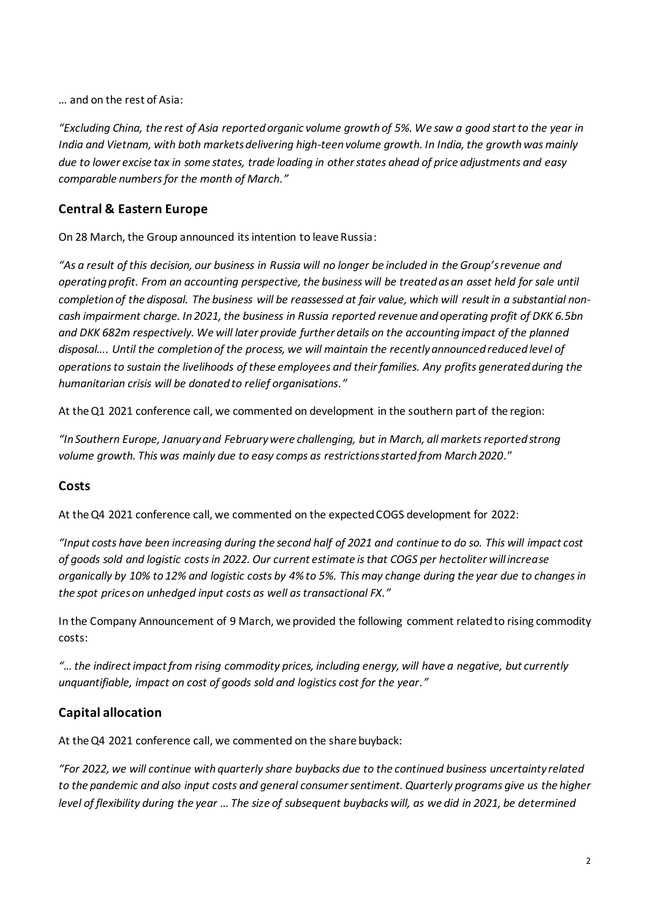… and on the rest of Asia:

*"Excluding China, the rest of Asia reported organic volume growth of 5%. We saw a good start to the year in India and Vietnam, with both markets delivering high-teen volume growth. In India, the growth was mainly due to lower excise tax in some states, trade loading in other states ahead of price adjustments and easy comparable numbers for the month of March."*

## Central & Eastern Europe

On 28 March, the Group announced its intention to leave Russia:

*"As a result of this decision, our business in Russia will no longer be included in the Group's revenue and operating profit. From an accounting perspective, the business will be treated as an asset held for sale until completion of the disposal. The business will be reassessed at fair value, which will result in a substantial non-cash impairment charge. In 2021, the business in Russia reported revenue and operating profit of DKK 6.5bn and DKK 682m respectively. We will later provide further details on the accounting impact of the planned disposal…. Until the completion of the process, we will maintain the recently announced reduced level of operations to sustain the livelihoods of these employees and their families. Any profits generated during the humanitarian crisis will be donated to relief organisations."*

At the Q1 2021 conference call, we commented on development in the southern part of the region:

*"In Southern Europe, January and February were challenging, but in March, all markets reported strong volume growth. This was mainly due to easy comps as restrictions started from March 2020."*

## Costs

At the Q4 2021 conference call, we commented on the expected COGS development for 2022:

*"Input costs have been increasing during the second half of 2021 and continue to do so. This will impact cost of goods sold and logistic costs in 2022. Our current estimate is that COGS per hectoliter will increase organically by 10% to 12% and logistic costs by 4% to 5%. This may change during the year due to changes in the spot prices on unhedged input costs as well as transactional FX."*

In the Company Announcement of 9 March, we provided the following comment related to rising commodity costs:

*"… the indirect impact from rising commodity prices, including energy, will have a negative, but currently unquantifiable, impact on cost of goods sold and logistics cost for the year."*

## Capital allocation

At the Q4 2021 conference call, we commented on the share buyback:

*"For 2022, we will continue with quarterly share buybacks due to the continued business uncertainty related to the pandemic and also input costs and general consumer sentiment. Quarterly programs give us the higher level of flexibility during the year … The size of subsequent buybacks will, as we did in 2021, be determined*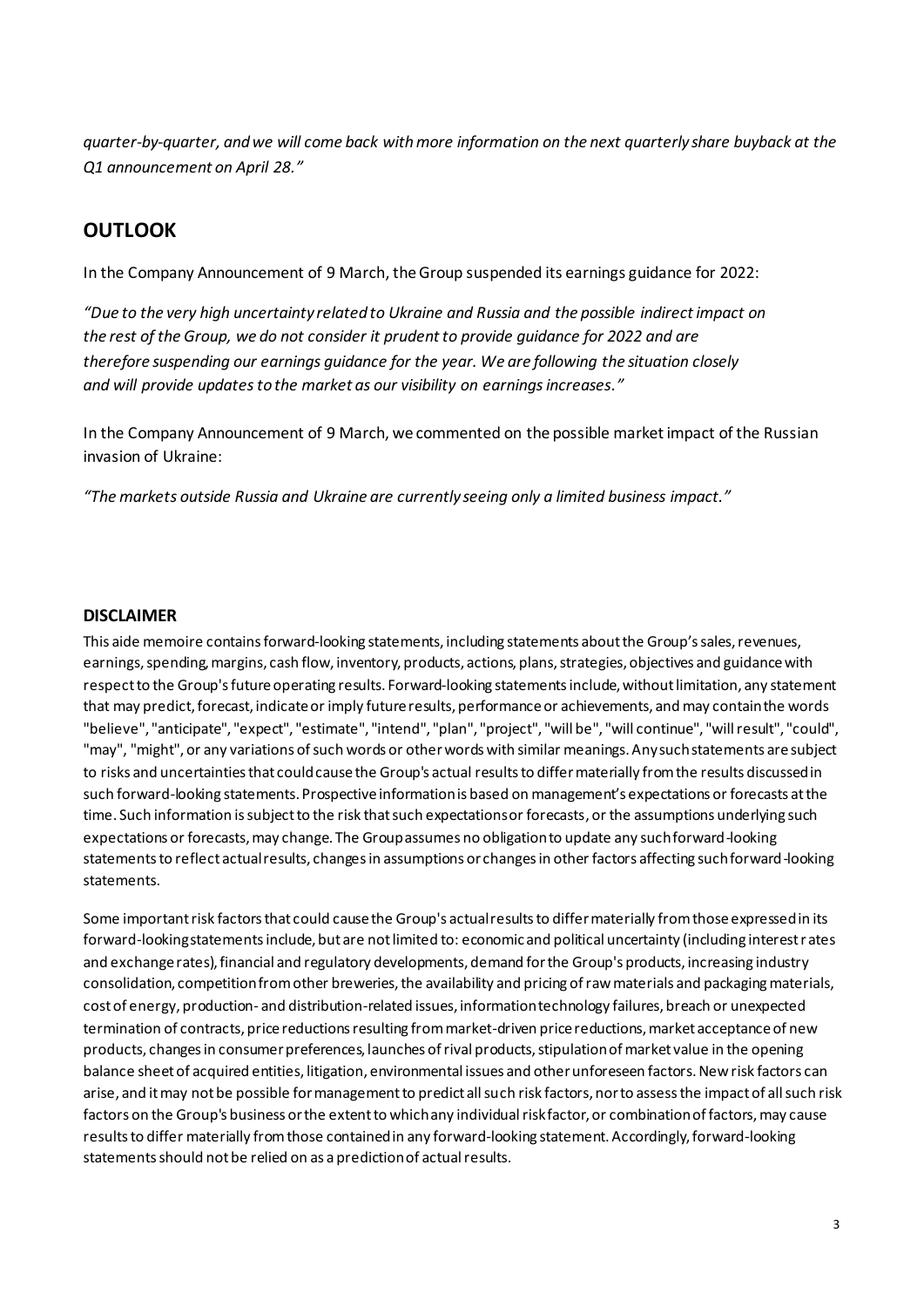*quarter-by-quarter, and we will come back with more information on the next quarterly share buyback at the Q1 announcement on April 28."*

## OUTLOOK

In the Company Announcement of 9 March, the Group suspended its earnings guidance for 2022:

*"Due to the very high uncertainty related to Ukraine and Russia and the possible indirect impact on the rest of the Group, we do not consider it prudent to provide guidance for 2022 and are therefore suspending our earnings guidance for the year. We are following the situation closely and will provide updates to the market as our visibility on earnings increases."*

In the Company Announcement of 9 March, we commented on the possible market impact of the Russian invasion of Ukraine:

*"The markets outside Russia and Ukraine are currently seeing only a limited business impact."*

### DISCLAIMER

This aide memoire contains forward-looking statements, including statements about the Group's sales, revenues, earnings, spending, margins, cash flow, inventory, products, actions, plans, strategies, objectives and guidance with respect to the Group's future operating results. Forward-looking statements include, without limitation, any statement that may predict, forecast, indicate or imply future results, performance or achievements, and may contain the words "believe", "anticipate", "expect", "estimate", "intend", "plan", "project", "will be", "will continue", "will result", "could", "may", "might", or any variations of such words or other words with similar meanings. Any such statements are subject to risks and uncertainties that could cause the Group's actual results to differ materially from the results discussed in such forward-looking statements. Prospective information is based on management's expectations or forecasts at the time. Such information is subject to the risk that such expectations or forecasts, or the assumptions underlying such expectations or forecasts, may change. The Group assumes no obligation to update any such forward-looking statements to reflect actual results, changes in assumptions or changes in other factors affecting such forward-looking statements.

Some important risk factors that could cause the Group's actual results to differ materially from those expressed in its forward-looking statements include, but are not limited to: economic and political uncertainty (including interest rates and exchange rates), financial and regulatory developments, demand for the Group's products, increasing industry consolidation, competition from other breweries, the availability and pricing of raw materials and packaging materials, cost of energy, production- and distribution-related issues, information technology failures, breach or unexpected termination of contracts, price reductions resulting from market-driven price reductions, market acceptance of new products, changes in consumer preferences, launches of rival products, stipulation of market value in the opening balance sheet of acquired entities, litigation, environmental issues and other unforeseen factors. New risk factors can arise, and it may not be possible for management to predict all such risk factors, nor to assess the impact of all such risk factors on the Group's business or the extent to which any individual risk factor, or combination of factors, may cause results to differ materially from those contained in any forward-looking statement. Accordingly, forward-looking statements should not be relied on as a prediction of actual results.